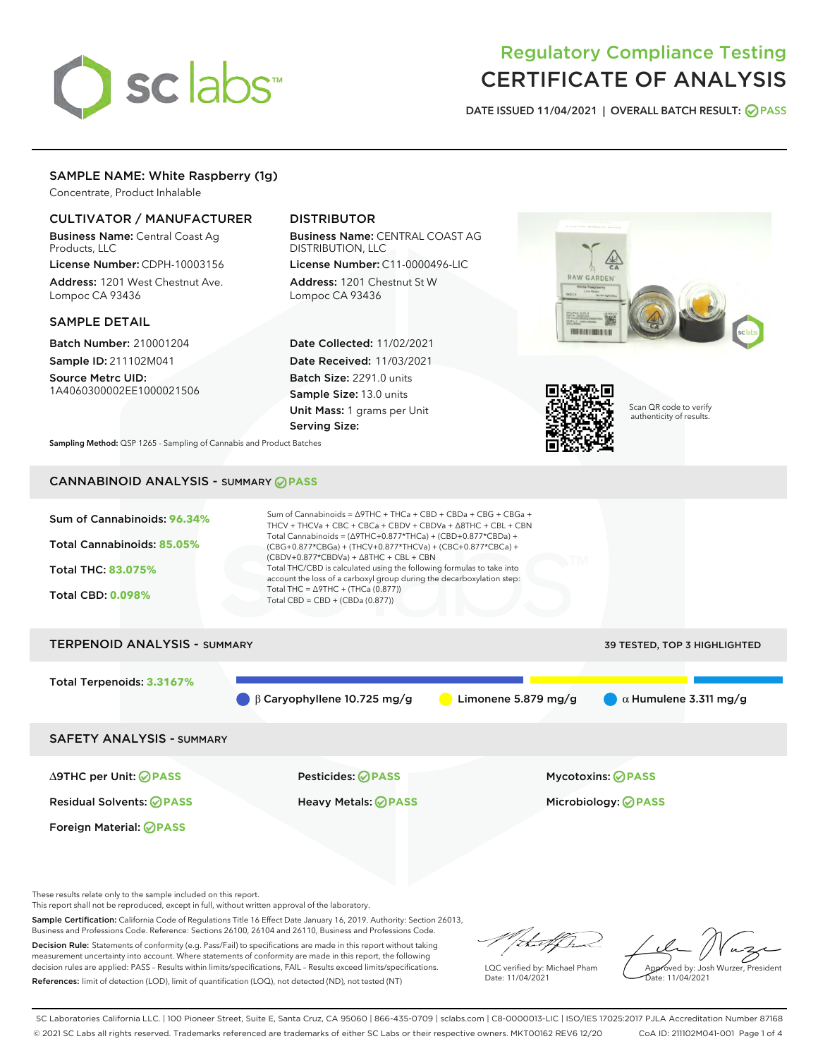# Regulatory Compliance Testing
# CERTIFICATE OF ANALYSIS

DATE ISSUED 11/04/2021 | OVERALL BATCH RESULT: PASS

## SAMPLE NAME: White Raspberry (1g)

Concentrate, Product Inhalable

### CULTIVATOR / MANUFACTURER

**Business Name:** Central Coast Ag Products, LLC
**License Number:** CDPH-10003156
**Address:** 1201 West Chestnut Ave. Lompoc CA 93436

### DISTRIBUTOR

**Business Name:** CENTRAL COAST AG DISTRIBUTION, LLC
**License Number:** C11-0000496-LIC
**Address:** 1201 Chestnut St W Lompoc CA 93436

### SAMPLE DETAIL

**Batch Number:** 210001204
**Sample ID:** 211102M041
**Source Metrc UID:** 1A4060300002EE1000021506

**Date Collected:** 11/02/2021
**Date Received:** 11/03/2021
**Batch Size:** 2291.0 units
**Sample Size:** 13.0 units
**Unit Mass:** 1 grams per Unit
**Serving Size:**

Scan QR code to verify authenticity of results.

**Sampling Method:** QSP 1265 - Sampling of Cannabis and Product Batches

## CANNABINOID ANALYSIS - SUMMARY PASS

Sum of Cannabinoids: **96.34%**

Total Cannabinoids: **85.05%**

Total THC: **83.075%**

Total CBD: **0.098%**

Sum of Cannabinoids = Δ9THC + THCa + CBD + CBDa + CBG + CBGa + THCV + THCVa + CBC + CBCa + CBDV + CBDVa + Δ8THC + CBL + CBN
Total Cannabinoids = (Δ9THC+0.877*THCa) + (CBD+0.877*CBDa) + (CBG+0.877*CBGa) + (THCV+0.877*THCVa) + (CBC+0.877*CBCa) + (CBDV+0.877*CBDVa) + Δ8THC + CBL + CBN
Total THC/CBD is calculated using the following formulas to take into account the loss of a carboxyl group during the decarboxylation step:
Total THC = Δ9THC + (THCa (0.877))
Total CBD = CBD + (CBDa (0.877))

## TERPENOID ANALYSIS - SUMMARY

39 TESTED, TOP 3 HIGHLIGHTED

Total Terpenoids: **3.3167%**

β Caryophyllene 10.725 mg/g
Limonene 5.879 mg/g
α Humulene 3.311 mg/g

## SAFETY ANALYSIS - SUMMARY

Δ9THC per Unit: PASS
Pesticides: PASS
Mycotoxins: PASS
Residual Solvents: PASS
Heavy Metals: PASS
Microbiology: PASS
Foreign Material: PASS

These results relate only to the sample included on this report.
This report shall not be reproduced, except in full, without written approval of the laboratory.

**Sample Certification:** California Code of Regulations Title 16 Effect Date January 16, 2019. Authority: Section 26013, Business and Professions Code. Reference: Sections 26100, 26104 and 26110, Business and Professions Code.

**Decision Rule:** Statements of conformity (e.g. Pass/Fail) to specifications are made in this report without taking measurement uncertainty into account. Where statements of conformity are made in this report, the following decision rules are applied: PASS – Results within limits/specifications, FAIL – Results exceed limits/specifications.

**References:** limit of detection (LOD), limit of quantification (LOQ), not detected (ND), not tested (NT)

LQC verified by: Michael Pham
Date: 11/04/2021

Approved by: Josh Wurzer, President
Date: 11/04/2021

SC Laboratories California LLC. | 100 Pioneer Street, Suite E, Santa Cruz, CA 95060 | 866-435-0709 | sclabs.com | C8-0000013-LIC | ISO/IES 17025:2017 PJLA Accreditation Number 87168
© 2021 SC Labs all rights reserved. Trademarks referenced are trademarks of either SC Labs or their respective owners. MKT00162 REV6 12/20 CoA ID: 211102M041-001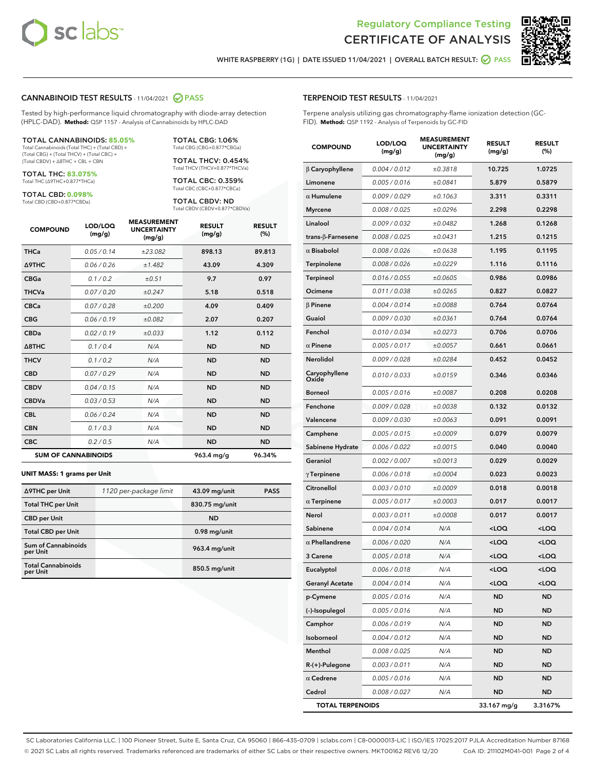Regulatory Compliance Testing

# CERTIFICATE OF ANALYSIS

WHITE RASPBERRY (1G) | DATE ISSUED 11/04/2021 | OVERALL BATCH RESULT: PASS

## CANNABINOID TEST RESULTS - 11/04/2021 PASS

Tested by high-performance liquid chromatography with diode-array detection (HPLC-DAD). **Method:** QSP 1157 - Analysis of Cannabinoids by HPLC-DAD

**TOTAL CANNABINOIDS: 85.05%**
Total Cannabinoids (Total THC) + (Total CBD) + (Total CBG) + (Total THCV) + (Total CBC) + (Total CBDV) + Δ8THC + CBL + CBN

**TOTAL THC: 83.075%**
Total THC (Δ9THC+0.877*THCa)

**TOTAL CBD: 0.098%**
Total CBD (CBD+0.877*CBDa)

**TOTAL CBG: 1.06%**
Total CBG (CBG+0.877*CBGa)

**TOTAL THCV: 0.454%**
Total THCV (THCV+0.877*THCVa)

**TOTAL CBC: 0.359%**
Total CBC (CBC+0.877*CBCa)

**TOTAL CBDV: ND**
Total CBDV (CBDV+0.877*CBDVa)

| COMPOUND | LOD/LOQ (mg/g) | MEASUREMENT UNCERTAINTY (mg/g) | RESULT (mg/g) | RESULT (%) |
|---|---|---|---|---|
| THCa | 0.05 / 0.14 | ±23.082 | 898.13 | 89.813 |
| Δ9THC | 0.06 / 0.26 | ±1.482 | 43.09 | 4.309 |
| CBGa | 0.1 / 0.2 | ±0.51 | 9.7 | 0.97 |
| THCVa | 0.07 / 0.20 | ±0.247 | 5.18 | 0.518 |
| CBCa | 0.07 / 0.28 | ±0.200 | 4.09 | 0.409 |
| CBG | 0.06 / 0.19 | ±0.082 | 2.07 | 0.207 |
| CBDa | 0.02 / 0.19 | ±0.033 | 1.12 | 0.112 |
| Δ8THC | 0.1 / 0.4 | N/A | ND | ND |
| THCV | 0.1 / 0.2 | N/A | ND | ND |
| CBD | 0.07 / 0.29 | N/A | ND | ND |
| CBDV | 0.04 / 0.15 | N/A | ND | ND |
| CBDVa | 0.03 / 0.53 | N/A | ND | ND |
| CBL | 0.06 / 0.24 | N/A | ND | ND |
| CBN | 0.1 / 0.3 | N/A | ND | ND |
| CBC | 0.2 / 0.5 | N/A | ND | ND |
| **SUM OF CANNABINOIDS** | | | 963.4 mg/g | 96.34% |

**UNIT MASS: 1 grams per Unit**

| | | | |
|---|---|---|---|
| Δ9THC per Unit | 1120 per-package limit | 43.09 mg/unit | PASS |
| Total THC per Unit | | 830.75 mg/unit | |
| CBD per Unit | | ND | |
| Total CBD per Unit | | 0.98 mg/unit | |
| Sum of Cannabinoids per Unit | | 963.4 mg/unit | |
| Total Cannabinoids per Unit | | 850.5 mg/unit | |

## TERPENOID TEST RESULTS - 11/04/2021

Terpene analysis utilizing gas chromatography-flame ionization detection (GC-FID). **Method:** QSP 1192 - Analysis of Terpenoids by GC-FID

| COMPOUND | LOD/LOQ (mg/g) | MEASUREMENT UNCERTAINTY (mg/g) | RESULT (mg/g) | RESULT (%) |
|---|---|---|---|---|
| β Caryophyllene | 0.004 / 0.012 | ±0.3818 | 10.725 | 1.0725 |
| Limonene | 0.005 / 0.016 | ±0.0841 | 5.879 | 0.5879 |
| α Humulene | 0.009 / 0.029 | ±0.1063 | 3.311 | 0.3311 |
| Myrcene | 0.008 / 0.025 | ±0.0296 | 2.298 | 0.2298 |
| Linalool | 0.009 / 0.032 | ±0.0482 | 1.268 | 0.1268 |
| trans-β-Farnesene | 0.008 / 0.025 | ±0.0431 | 1.215 | 0.1215 |
| α Bisabolol | 0.008 / 0.026 | ±0.0638 | 1.195 | 0.1195 |
| Terpinolene | 0.008 / 0.026 | ±0.0229 | 1.116 | 0.1116 |
| Terpineol | 0.016 / 0.055 | ±0.0605 | 0.986 | 0.0986 |
| Ocimene | 0.011 / 0.038 | ±0.0265 | 0.827 | 0.0827 |
| β Pinene | 0.004 / 0.014 | ±0.0088 | 0.764 | 0.0764 |
| Guaiol | 0.009 / 0.030 | ±0.0361 | 0.764 | 0.0764 |
| Fenchol | 0.010 / 0.034 | ±0.0273 | 0.706 | 0.0706 |
| α Pinene | 0.005 / 0.017 | ±0.0057 | 0.661 | 0.0661 |
| Nerolidol | 0.009 / 0.028 | ±0.0284 | 0.452 | 0.0452 |
| Caryophyllene Oxide | 0.010 / 0.033 | ±0.0159 | 0.346 | 0.0346 |
| Borneol | 0.005 / 0.016 | ±0.0087 | 0.208 | 0.0208 |
| Fenchone | 0.009 / 0.028 | ±0.0038 | 0.132 | 0.0132 |
| Valencene | 0.009 / 0.030 | ±0.0063 | 0.091 | 0.0091 |
| Camphene | 0.005 / 0.015 | ±0.0009 | 0.079 | 0.0079 |
| Sabinene Hydrate | 0.006 / 0.022 | ±0.0015 | 0.040 | 0.0040 |
| Geraniol | 0.002 / 0.007 | ±0.0013 | 0.029 | 0.0029 |
| γ Terpinene | 0.006 / 0.018 | ±0.0004 | 0.023 | 0.0023 |
| Citronellol | 0.003 / 0.010 | ±0.0009 | 0.018 | 0.0018 |
| α Terpinene | 0.005 / 0.017 | ±0.0003 | 0.017 | 0.0017 |
| Nerol | 0.003 / 0.011 | ±0.0008 | 0.017 | 0.0017 |
| Sabinene | 0.004 / 0.014 | N/A | <LOQ | <LOQ |
| α Phellandrene | 0.006 / 0.020 | N/A | <LOQ | <LOQ |
| 3 Carene | 0.005 / 0.018 | N/A | <LOQ | <LOQ |
| Eucalyptol | 0.006 / 0.018 | N/A | <LOQ | <LOQ |
| Geranyl Acetate | 0.004 / 0.014 | N/A | <LOQ | <LOQ |
| p-Cymene | 0.005 / 0.016 | N/A | ND | ND |
| (-)-Isopulegol | 0.005 / 0.016 | N/A | ND | ND |
| Camphor | 0.006 / 0.019 | N/A | ND | ND |
| Isoborneol | 0.004 / 0.012 | N/A | ND | ND |
| Menthol | 0.008 / 0.025 | N/A | ND | ND |
| R-(+)-Pulegone | 0.003 / 0.011 | N/A | ND | ND |
| α Cedrene | 0.005 / 0.016 | N/A | ND | ND |
| Cedrol | 0.008 / 0.027 | N/A | ND | ND |
| **TOTAL TERPENOIDS** | | | 33.167 mg/g | 3.3167% |

SC Laboratories California LLC. | 100 Pioneer Street, Suite E, Santa Cruz, CA 95060 | 866-435-0709 | sclabs.com | C8-0000013-LIC | ISO/IES 17025:2017 PJLA Accreditation Number 87168
© 2021 SC Labs all rights reserved. Trademarks referenced are trademarks of either SC Labs or their respective owners. MKT00162 REV6 12/20 CoA ID: 211102M041-001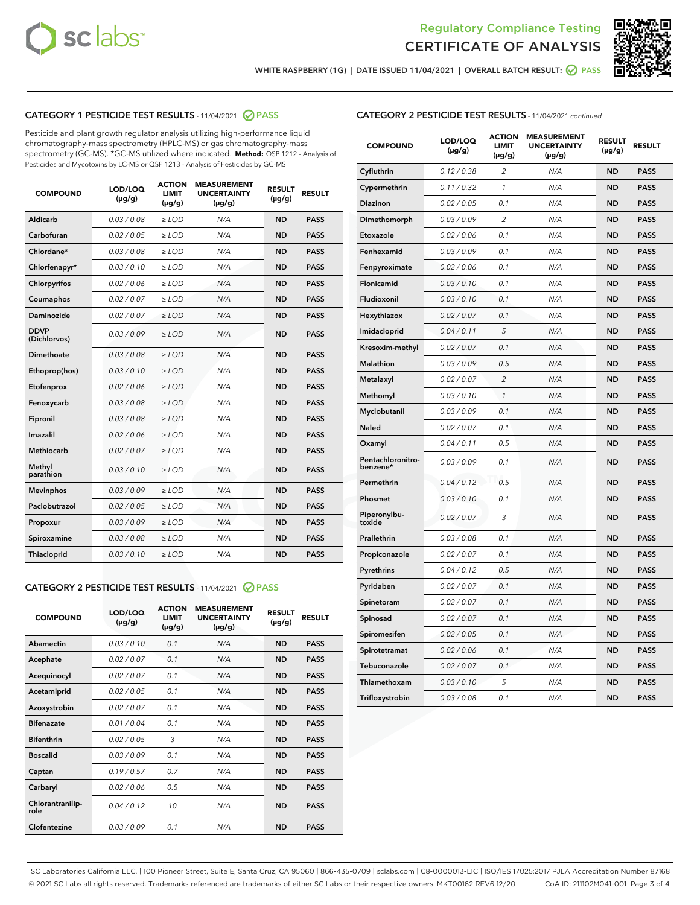Regulatory Compliance Testing
CERTIFICATE OF ANALYSIS

WHITE RASPBERRY (1G) | DATE ISSUED 11/04/2021 | OVERALL BATCH RESULT: PASS

## CATEGORY 1 PESTICIDE TEST RESULTS - 11/04/2021 PASS

Pesticide and plant growth regulator analysis utilizing high-performance liquid chromatography-mass spectrometry (HPLC-MS) or gas chromatography-mass spectrometry (GC-MS). *GC-MS utilized where indicated. **Method:** QSP 1212 - Analysis of Pesticides and Mycotoxins by LC-MS or QSP 1213 - Analysis of Pesticides by GC-MS

| COMPOUND | LOD/LOQ (µg/g) | ACTION LIMIT (µg/g) | MEASUREMENT UNCERTAINTY (µg/g) | RESULT (µg/g) | RESULT |
|---|---|---|---|---|---|
| Aldicarb | 0.03 / 0.08 | ≥ LOD | N/A | ND | PASS |
| Carbofuran | 0.02 / 0.05 | ≥ LOD | N/A | ND | PASS |
| Chlordane* | 0.03 / 0.08 | ≥ LOD | N/A | ND | PASS |
| Chlorfenapyr* | 0.03 / 0.10 | ≥ LOD | N/A | ND | PASS |
| Chlorpyrifos | 0.02 / 0.06 | ≥ LOD | N/A | ND | PASS |
| Coumaphos | 0.02 / 0.07 | ≥ LOD | N/A | ND | PASS |
| Daminozide | 0.02 / 0.07 | ≥ LOD | N/A | ND | PASS |
| DDVP (Dichlorvos) | 0.03 / 0.09 | ≥ LOD | N/A | ND | PASS |
| Dimethoate | 0.03 / 0.08 | ≥ LOD | N/A | ND | PASS |
| Ethoprop(hos) | 0.03 / 0.10 | ≥ LOD | N/A | ND | PASS |
| Etofenprox | 0.02 / 0.06 | ≥ LOD | N/A | ND | PASS |
| Fenoxycarb | 0.03 / 0.08 | ≥ LOD | N/A | ND | PASS |
| Fipronil | 0.03 / 0.08 | ≥ LOD | N/A | ND | PASS |
| Imazalil | 0.02 / 0.06 | ≥ LOD | N/A | ND | PASS |
| Methiocarb | 0.02 / 0.07 | ≥ LOD | N/A | ND | PASS |
| Methyl parathion | 0.03 / 0.10 | ≥ LOD | N/A | ND | PASS |
| Mevinphos | 0.03 / 0.09 | ≥ LOD | N/A | ND | PASS |
| Paclobutrazol | 0.02 / 0.05 | ≥ LOD | N/A | ND | PASS |
| Propoxur | 0.03 / 0.09 | ≥ LOD | N/A | ND | PASS |
| Spiroxamine | 0.03 / 0.08 | ≥ LOD | N/A | ND | PASS |
| Thiacloprid | 0.03 / 0.10 | ≥ LOD | N/A | ND | PASS |

## CATEGORY 2 PESTICIDE TEST RESULTS - 11/04/2021 PASS

| COMPOUND | LOD/LOQ (µg/g) | ACTION LIMIT (µg/g) | MEASUREMENT UNCERTAINTY (µg/g) | RESULT (µg/g) | RESULT |
|---|---|---|---|---|---|
| Abamectin | 0.03 / 0.10 | 0.1 | N/A | ND | PASS |
| Acephate | 0.02 / 0.07 | 0.1 | N/A | ND | PASS |
| Acequinocyl | 0.02 / 0.07 | 0.1 | N/A | ND | PASS |
| Acetamiprid | 0.02 / 0.05 | 0.1 | N/A | ND | PASS |
| Azoxystrobin | 0.02 / 0.07 | 0.1 | N/A | ND | PASS |
| Bifenazate | 0.01 / 0.04 | 0.1 | N/A | ND | PASS |
| Bifenthrin | 0.02 / 0.05 | 3 | N/A | ND | PASS |
| Boscalid | 0.03 / 0.09 | 0.1 | N/A | ND | PASS |
| Captan | 0.19 / 0.57 | 0.7 | N/A | ND | PASS |
| Carbaryl | 0.02 / 0.06 | 0.5 | N/A | ND | PASS |
| Chlorantraniliprole | 0.04 / 0.12 | 10 | N/A | ND | PASS |
| Clofentezine | 0.03 / 0.09 | 0.1 | N/A | ND | PASS |
| Cyfluthrin | 0.12 / 0.38 | 2 | N/A | ND | PASS |
| Cypermethrin | 0.11 / 0.32 | 1 | N/A | ND | PASS |
| Diazinon | 0.02 / 0.05 | 0.1 | N/A | ND | PASS |
| Dimethomorph | 0.03 / 0.09 | 2 | N/A | ND | PASS |
| Etoxazole | 0.02 / 0.06 | 0.1 | N/A | ND | PASS |
| Fenhexamid | 0.03 / 0.09 | 0.1 | N/A | ND | PASS |
| Fenpyroximate | 0.02 / 0.06 | 0.1 | N/A | ND | PASS |
| Flonicamid | 0.03 / 0.10 | 0.1 | N/A | ND | PASS |
| Fludioxonil | 0.03 / 0.10 | 0.1 | N/A | ND | PASS |
| Hexythiazox | 0.02 / 0.07 | 0.1 | N/A | ND | PASS |
| Imidacloprid | 0.04 / 0.11 | 5 | N/A | ND | PASS |
| Kresoxim-methyl | 0.02 / 0.07 | 0.1 | N/A | ND | PASS |
| Malathion | 0.03 / 0.09 | 0.5 | N/A | ND | PASS |
| Metalaxyl | 0.02 / 0.07 | 2 | N/A | ND | PASS |
| Methomyl | 0.03 / 0.10 | 1 | N/A | ND | PASS |
| Myclobutanil | 0.03 / 0.09 | 0.1 | N/A | ND | PASS |
| Naled | 0.02 / 0.07 | 0.1 | N/A | ND | PASS |
| Oxamyl | 0.04 / 0.11 | 0.5 | N/A | ND | PASS |
| Pentachloronitrobenzene* | 0.03 / 0.09 | 0.1 | N/A | ND | PASS |
| Permethrin | 0.04 / 0.12 | 0.5 | N/A | ND | PASS |
| Phosmet | 0.03 / 0.10 | 0.1 | N/A | ND | PASS |
| Piperonylbutoxide | 0.02 / 0.07 | 3 | N/A | ND | PASS |
| Prallethrin | 0.03 / 0.08 | 0.1 | N/A | ND | PASS |
| Propiconazole | 0.02 / 0.07 | 0.1 | N/A | ND | PASS |
| Pyrethrins | 0.04 / 0.12 | 0.5 | N/A | ND | PASS |
| Pyridaben | 0.02 / 0.07 | 0.1 | N/A | ND | PASS |
| Spinetoram | 0.02 / 0.07 | 0.1 | N/A | ND | PASS |
| Spinosad | 0.02 / 0.07 | 0.1 | N/A | ND | PASS |
| Spiromesifen | 0.02 / 0.05 | 0.1 | N/A | ND | PASS |
| Spirotetramat | 0.02 / 0.06 | 0.1 | N/A | ND | PASS |
| Tebuconazole | 0.02 / 0.07 | 0.1 | N/A | ND | PASS |
| Thiamethoxam | 0.03 / 0.10 | 5 | N/A | ND | PASS |
| Trifloxystrobin | 0.03 / 0.08 | 0.1 | N/A | ND | PASS |

SC Laboratories California LLC. | 100 Pioneer Street, Suite E, Santa Cruz, CA 95060 | 866-435-0709 | sclabs.com | C8-0000013-LIC | ISO/IES 17025:2017 PJLA Accreditation Number 87168
© 2021 SC Labs all rights reserved. Trademarks referenced are trademarks of either SC Labs or their respective owners. MKT00162 REV6 12/20 CoA ID: 211102M041-001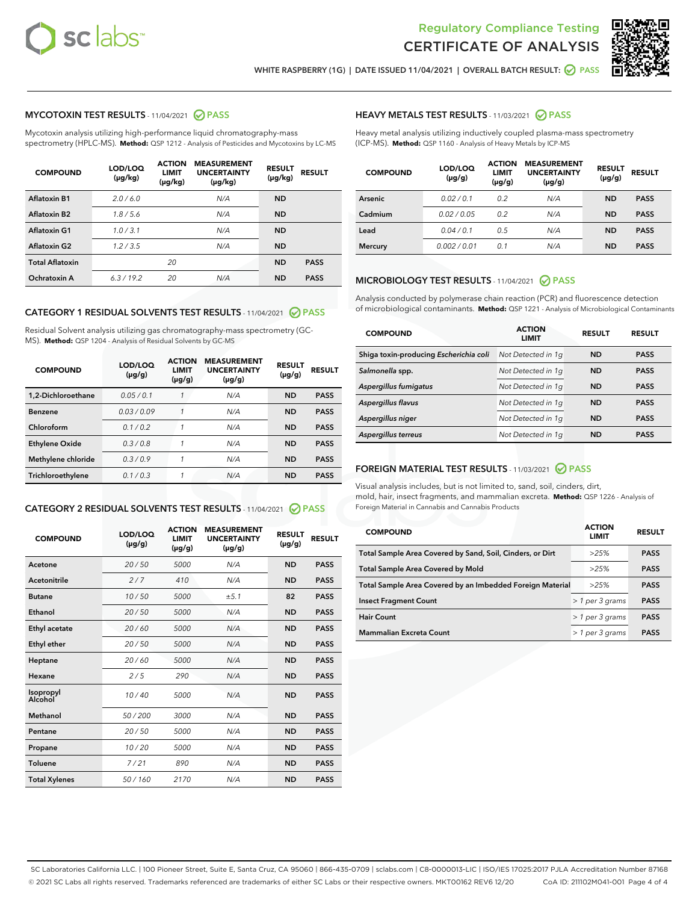Regulatory Compliance Testing
CERTIFICATE OF ANALYSIS

WHITE RASPBERRY (1G) | DATE ISSUED 11/04/2021 | OVERALL BATCH RESULT: PASS

## MYCOTOXIN TEST RESULTS - 11/04/2021 PASS

Mycotoxin analysis utilizing high-performance liquid chromatography-mass spectrometry (HPLC-MS). **Method:** QSP 1212 - Analysis of Pesticides and Mycotoxins by LC-MS

| COMPOUND | LOD/LOQ (µg/kg) | ACTION LIMIT (µg/kg) | MEASUREMENT UNCERTAINTY (µg/kg) | RESULT (µg/kg) | RESULT |
|---|---|---|---|---|---|
| Aflatoxin B1 | 2.0 / 6.0 | | N/A | ND | |
| Aflatoxin B2 | 1.8 / 5.6 | | N/A | ND | |
| Aflatoxin G1 | 1.0 / 3.1 | | N/A | ND | |
| Aflatoxin G2 | 1.2 / 3.5 | | N/A | ND | |
| Total Aflatoxin | | 20 | | ND | PASS |
| Ochratoxin A | 6.3 / 19.2 | 20 | N/A | ND | PASS |

## CATEGORY 1 RESIDUAL SOLVENTS TEST RESULTS - 11/04/2021 PASS

Residual Solvent analysis utilizing gas chromatography-mass spectrometry (GC-MS). **Method:** QSP 1204 - Analysis of Residual Solvents by GC-MS

| COMPOUND | LOD/LOQ (µg/g) | ACTION LIMIT (µg/g) | MEASUREMENT UNCERTAINTY (µg/g) | RESULT (µg/g) | RESULT |
|---|---|---|---|---|---|
| 1,2-Dichloroethane | 0.05 / 0.1 | 1 | N/A | ND | PASS |
| Benzene | 0.03 / 0.09 | 1 | N/A | ND | PASS |
| Chloroform | 0.1 / 0.2 | 1 | N/A | ND | PASS |
| Ethylene Oxide | 0.3 / 0.8 | 1 | N/A | ND | PASS |
| Methylene chloride | 0.3 / 0.9 | 1 | N/A | ND | PASS |
| Trichloroethylene | 0.1 / 0.3 | 1 | N/A | ND | PASS |

## CATEGORY 2 RESIDUAL SOLVENTS TEST RESULTS - 11/04/2021 PASS

| COMPOUND | LOD/LOQ (µg/g) | ACTION LIMIT (µg/g) | MEASUREMENT UNCERTAINTY (µg/g) | RESULT (µg/g) | RESULT |
|---|---|---|---|---|---|
| Acetone | 20 / 50 | 5000 | N/A | ND | PASS |
| Acetonitrile | 2 / 7 | 410 | N/A | ND | PASS |
| Butane | 10 / 50 | 5000 | ±5.1 | 82 | PASS |
| Ethanol | 20 / 50 | 5000 | N/A | ND | PASS |
| Ethyl acetate | 20 / 60 | 5000 | N/A | ND | PASS |
| Ethyl ether | 20 / 50 | 5000 | N/A | ND | PASS |
| Heptane | 20 / 60 | 5000 | N/A | ND | PASS |
| Hexane | 2 / 5 | 290 | N/A | ND | PASS |
| Isopropyl Alcohol | 10 / 40 | 5000 | N/A | ND | PASS |
| Methanol | 50 / 200 | 3000 | N/A | ND | PASS |
| Pentane | 20 / 50 | 5000 | N/A | ND | PASS |
| Propane | 10 / 20 | 5000 | N/A | ND | PASS |
| Toluene | 7 / 21 | 890 | N/A | ND | PASS |
| Total Xylenes | 50 / 160 | 2170 | N/A | ND | PASS |

## HEAVY METALS TEST RESULTS - 11/03/2021 PASS

Heavy metal analysis utilizing inductively coupled plasma-mass spectrometry (ICP-MS). **Method:** QSP 1160 - Analysis of Heavy Metals by ICP-MS

| COMPOUND | LOD/LOQ (µg/g) | ACTION LIMIT (µg/g) | MEASUREMENT UNCERTAINTY (µg/g) | RESULT (µg/g) | RESULT |
|---|---|---|---|---|---|
| Arsenic | 0.02 / 0.1 | 0.2 | N/A | ND | PASS |
| Cadmium | 0.02 / 0.05 | 0.2 | N/A | ND | PASS |
| Lead | 0.04 / 0.1 | 0.5 | N/A | ND | PASS |
| Mercury | 0.002 / 0.01 | 0.1 | N/A | ND | PASS |

## MICROBIOLOGY TEST RESULTS - 11/04/2021 PASS

Analysis conducted by polymerase chain reaction (PCR) and fluorescence detection of microbiological contaminants. **Method:** QSP 1221 - Analysis of Microbiological Contaminants

| COMPOUND | ACTION LIMIT | RESULT | RESULT |
|---|---|---|---|
| Shiga toxin-producing *Escherichia coli* | Not Detected in 1g | ND | PASS |
| *Salmonella* spp. | Not Detected in 1g | ND | PASS |
| *Aspergillus fumigatus* | Not Detected in 1g | ND | PASS |
| *Aspergillus flavus* | Not Detected in 1g | ND | PASS |
| *Aspergillus niger* | Not Detected in 1g | ND | PASS |
| *Aspergillus terreus* | Not Detected in 1g | ND | PASS |

## FOREIGN MATERIAL TEST RESULTS - 11/03/2021 PASS

Visual analysis includes, but is not limited to, sand, soil, cinders, dirt, mold, hair, insect fragments, and mammalian excreta. **Method:** QSP 1226 - Analysis of Foreign Material in Cannabis and Cannabis Products

| COMPOUND | ACTION LIMIT | RESULT |
|---|---|---|
| Total Sample Area Covered by Sand, Soil, Cinders, or Dirt | >25% | PASS |
| Total Sample Area Covered by Mold | >25% | PASS |
| Total Sample Area Covered by an Imbedded Foreign Material | >25% | PASS |
| Insect Fragment Count | > 1 per 3 grams | PASS |
| Hair Count | > 1 per 3 grams | PASS |
| Mammalian Excreta Count | > 1 per 3 grams | PASS |

SC Laboratories California LLC. | 100 Pioneer Street, Suite E, Santa Cruz, CA 95060 | 866-435-0709 | sclabs.com | C8-0000013-LIC | ISO/IES 17025:2017 PJLA Accreditation Number 87168
© 2021 SC Labs all rights reserved. Trademarks referenced are trademarks of either SC Labs or their respective owners. MKT00162 REV6 12/20 CoA ID: 211102M041-001